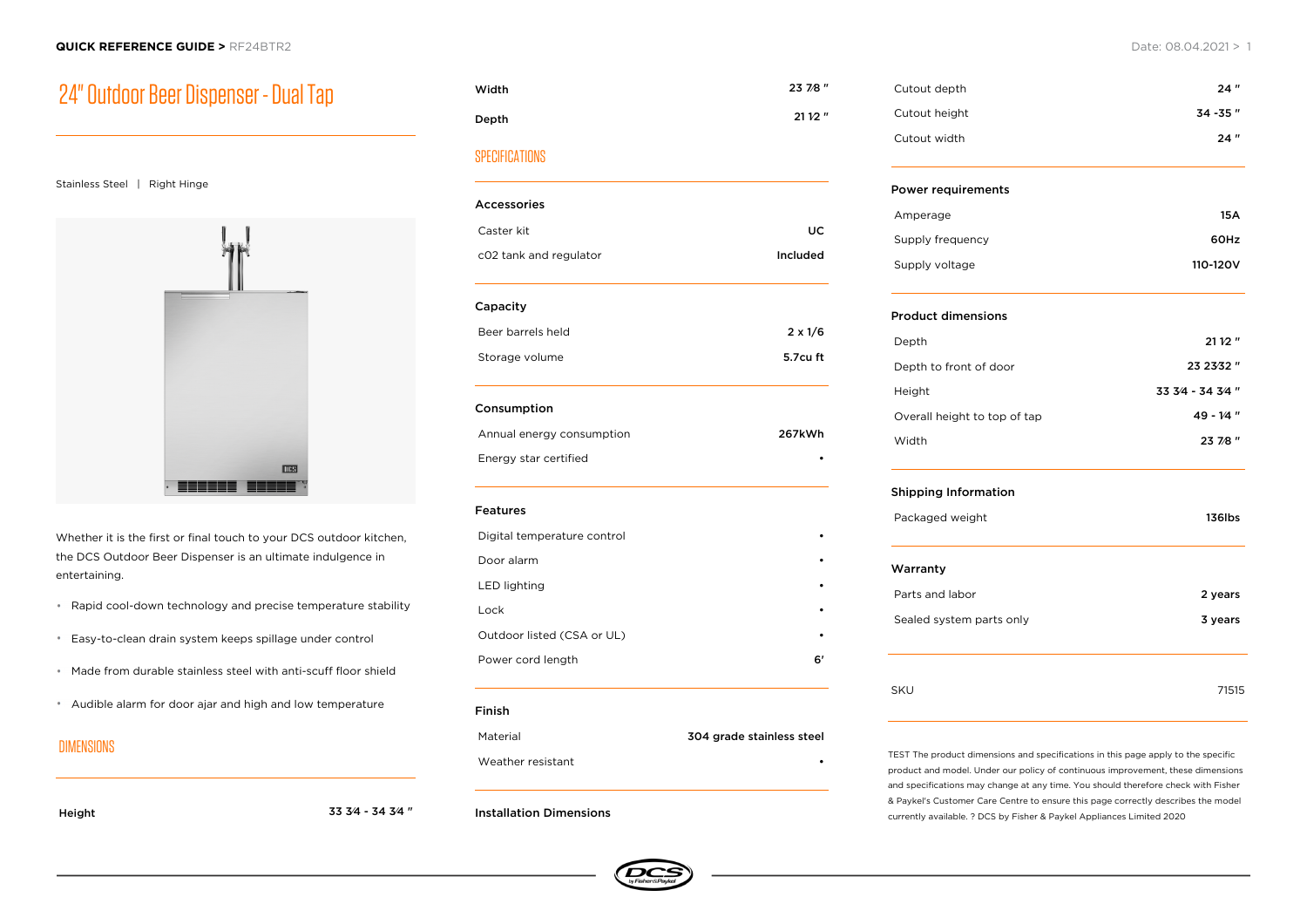**QUICK REFERENCE GUIDE >** RF24BTR2

Date: 08.04.2021

# 24" Outdoor Beer Dispenser - Dual Tap

Stainless Steel | Right Hinge

Whether it is the first or final touch to your DCS outdoor kitchen, the DCS Outdoor Beer Dispenser is an ultimate indulgence in entertaining.

- Rapid cool-down technology and precise temperature stability
- Easy-to-clean drain system keeps spillage under control
- Made from durable stainless steel with anti-scuff floor shield
- Audible alarm for door ajar and high and low temperature

## DIMENSIONS

| | |
|---|---|
| Height | 33 3⁄4 - 34 3⁄4 " |
| Width | 23 7⁄8 " |
| Depth | 21 1⁄2 " |

## SPECIFICATIONS

**Accessories**

| | |
|---|---|
| Caster kit | UC |
| c02 tank and regulator | Included |

**Capacity**

| | |
|---|---|
| Beer barrels held | 2 x 1/6 |
| Storage volume | 5.7cu ft |

**Consumption**

| | |
|---|---|
| Annual energy consumption | 267kWh |
| Energy star certified | • |

**Features**

| | |
|---|---|
| Digital temperature control | • |
| Door alarm | • |
| LED lighting | • |
| Lock | • |
| Outdoor listed (CSA or UL) | • |
| Power cord length | 6' |

**Finish**

| | |
|---|---|
| Material | 304 grade stainless steel |
| Weather resistant | • |

**Installation Dimensions**

| | |
|---|---|
| Cutout depth | 24 " |
| Cutout height | 34 -35 " |
| Cutout width | 24 " |

**Power requirements**

| | |
|---|---|
| Amperage | 15A |
| Supply frequency | 60Hz |
| Supply voltage | 110-120V |

**Product dimensions**

| | |
|---|---|
| Depth | 21 1⁄2 " |
| Depth to front of door | 23 23⁄32 " |
| Height | 33 3⁄4 - 34 3⁄4 " |
| Overall height to top of tap | 49 - 1⁄4 " |
| Width | 23 7⁄8 " |

**Shipping Information**

| | |
|---|---|
| Packaged weight | 136lbs |

**Warranty**

| | |
|---|---|
| Parts and labor | 2 years |
| Sealed system parts only | 3 years |

| | |
|---|---|
| SKU | 71515 |

TEST The product dimensions and specifications in this page apply to the specific product and model. Under our policy of continuous improvement, these dimensions and specifications may change at any time. You should therefore check with Fisher & Paykel's Customer Care Centre to ensure this page correctly describes the model currently available. ? DCS by Fisher & Paykel Appliances Limited 2020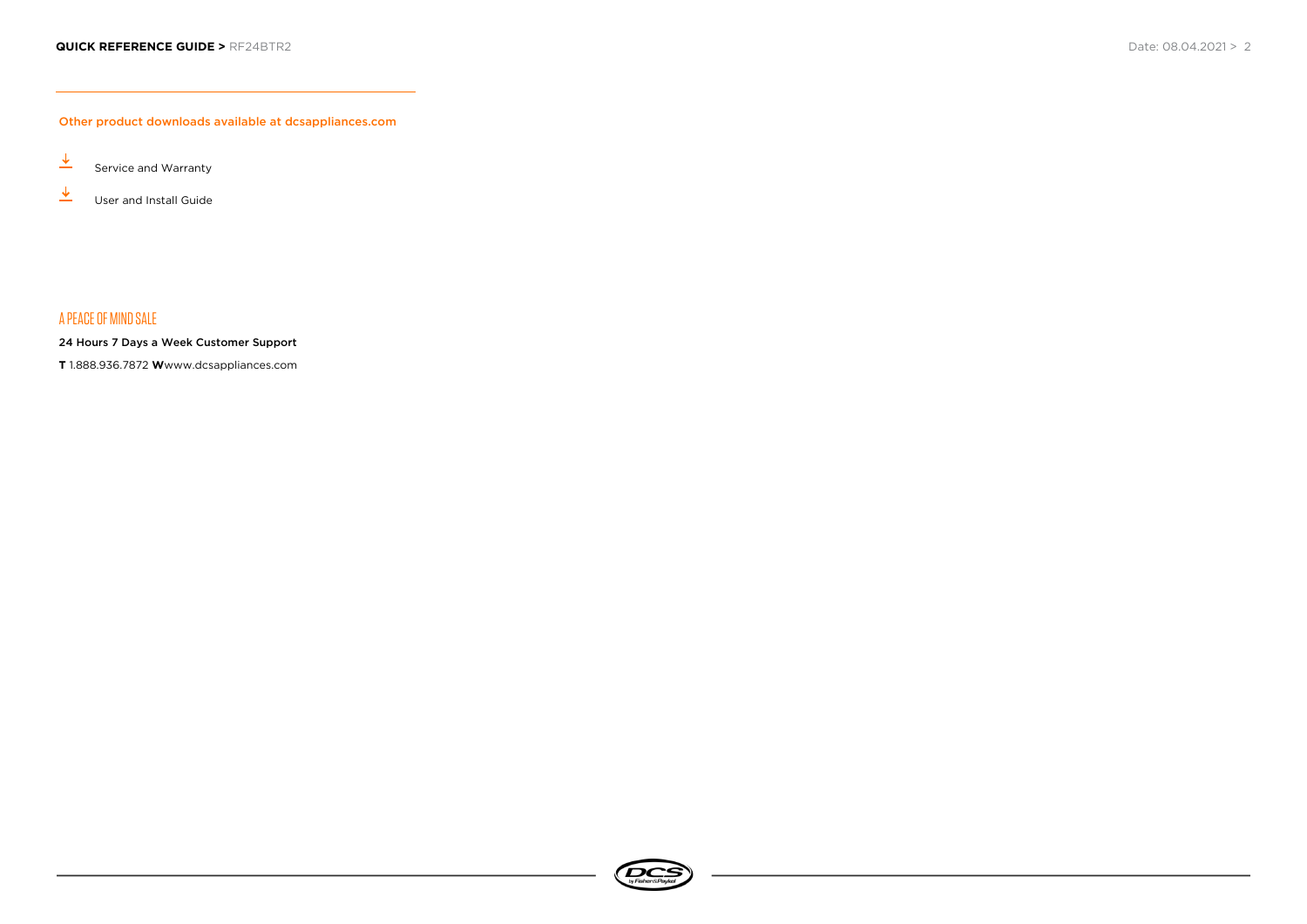Other product downloads available at dcsappliances.com

- Service and Warranty
- User and Install Guide

## A PEACE OF MIND SALE

**24 Hours 7 Days a Week Customer Support**

**T** 1.888.936.7872 **W**www.dcsappliances.com